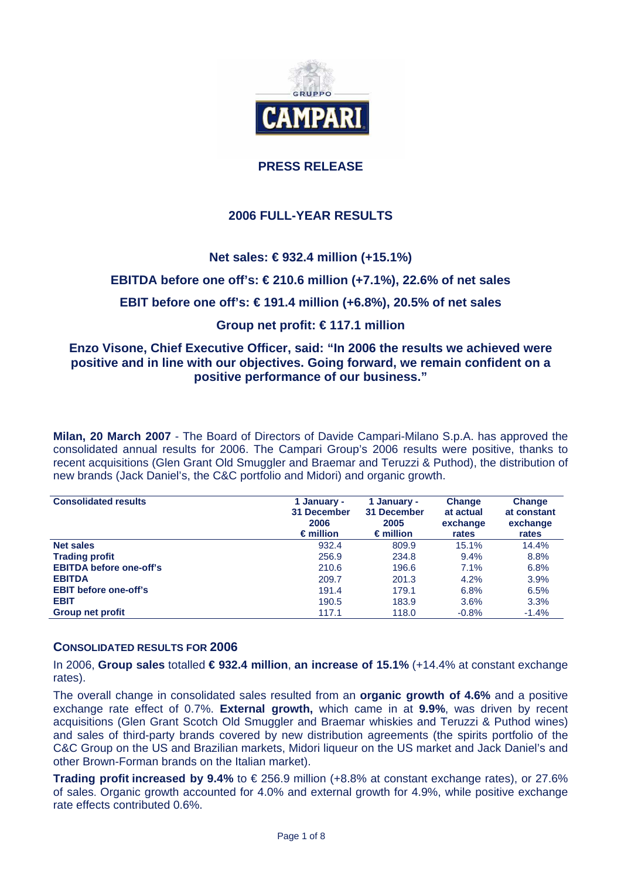GRUPPO CAMPARI

# PRESS RELEASE

## 2006 FULL-YEAR RESULTS

### Net sales: € 932.4 million (+15.1%)

### EBITDA before one off's: € 210.6 million (+7.1%), 22.6% of net sales

### EBIT before one off's: € 191.4 million (+6.8%), 20.5% of net sales

### Group net profit: € 117.1 million

**Enzo Visone, Chief Executive Officer, said: "In 2006 the results we achieved were positive and in line with our objectives. Going forward, we remain confident on a positive performance of our business."**

**Milan, 20 March 2007** - The Board of Directors of Davide Campari-Milano S.p.A. has approved the consolidated annual results for 2006. The Campari Group's 2006 results were positive, thanks to recent acquisitions (Glen Grant Old Smuggler and Braemar and Teruzzi & Puthod), the distribution of new brands (Jack Daniel's, the C&C portfolio and Midori) and organic growth.

| Consolidated results | 1 January - 31 December 2006 € million | 1 January - 31 December 2005 € million | Change at actual exchange rates | Change at constant exchange rates |
|---|---|---|---|---|
| **Net sales** | 932.4 | 809.9 | 15.1% | 14.4% |
| **Trading profit** | 256.9 | 234.8 | 9.4% | 8.8% |
| **EBITDA before one-off's** | 210.6 | 196.6 | 7.1% | 6.8% |
| **EBITDA** | 209.7 | 201.3 | 4.2% | 3.9% |
| **EBIT before one-off's** | 191.4 | 179.1 | 6.8% | 6.5% |
| **EBIT** | 190.5 | 183.9 | 3.6% | 3.3% |
| **Group net profit** | 117.1 | 118.0 | -0.8% | -1.4% |

## CONSOLIDATED RESULTS FOR 2006

In 2006, **Group sales** totalled **€ 932.4 million**, **an increase of 15.1%** (+14.4% at constant exchange rates).

The overall change in consolidated sales resulted from an **organic growth of 4.6%** and a positive exchange rate effect of 0.7%. **External growth,** which came in at **9.9%**, was driven by recent acquisitions (Glen Grant Scotch Old Smuggler and Braemar whiskies and Teruzzi & Puthod wines) and sales of third-party brands covered by new distribution agreements (the spirits portfolio of the C&C Group on the US and Brazilian markets, Midori liqueur on the US market and Jack Daniel's and other Brown-Forman brands on the Italian market).

**Trading profit increased by 9.4%** to € 256.9 million (+8.8% at constant exchange rates), or 27.6% of sales. Organic growth accounted for 4.0% and external growth for 4.9%, while positive exchange rate effects contributed 0.6%.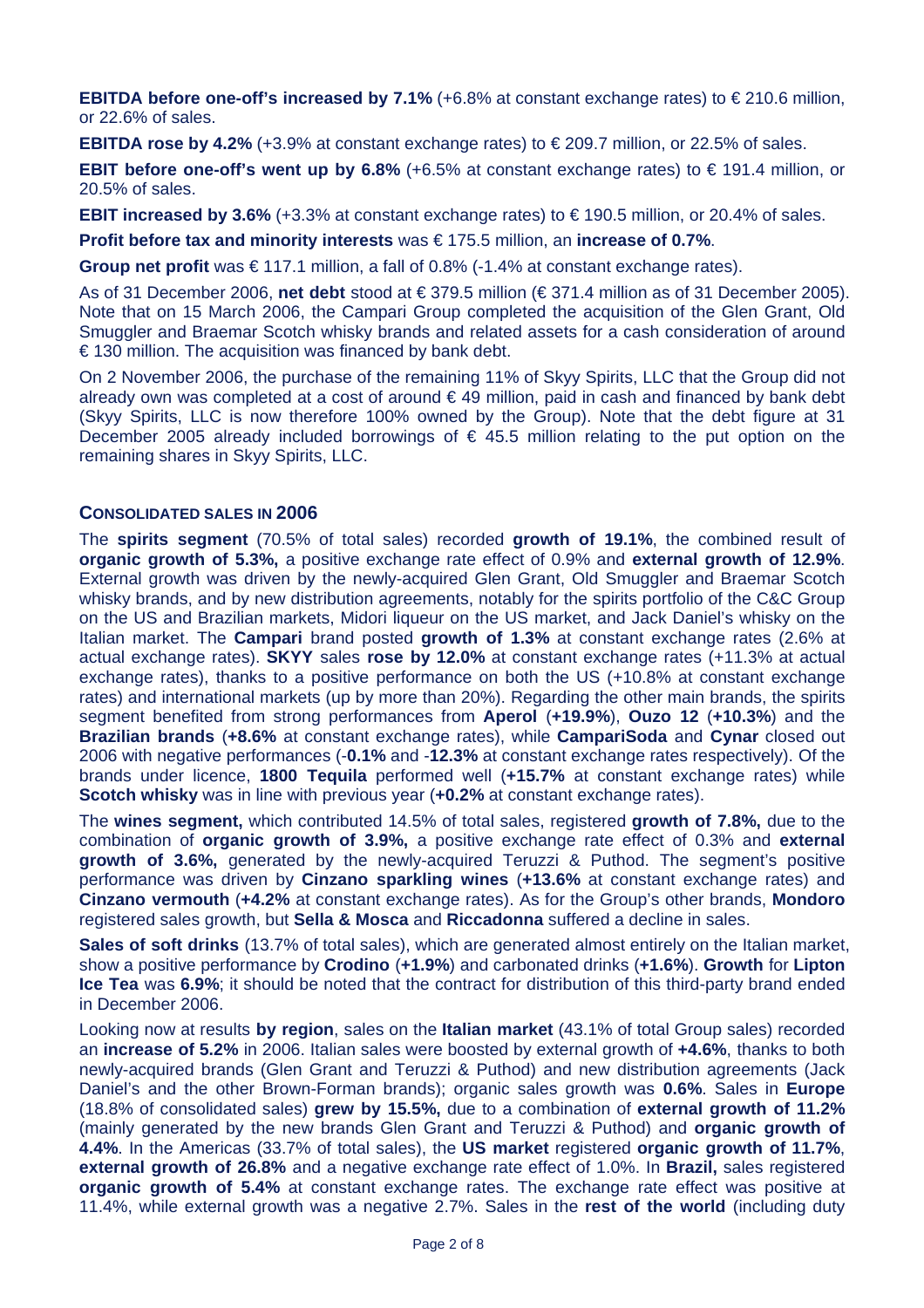**EBITDA before one-off's increased by 7.1%** (+6.8% at constant exchange rates) to € 210.6 million, or 22.6% of sales.

**EBITDA rose by 4.2%** (+3.9% at constant exchange rates) to € 209.7 million, or 22.5% of sales.

**EBIT before one-off's went up by 6.8%** (+6.5% at constant exchange rates) to € 191.4 million, or 20.5% of sales.

**EBIT increased by 3.6%** (+3.3% at constant exchange rates) to € 190.5 million, or 20.4% of sales.

**Profit before tax and minority interests** was € 175.5 million, an **increase of 0.7%**.

**Group net profit** was € 117.1 million, a fall of 0.8% (-1.4% at constant exchange rates).

As of 31 December 2006, **net debt** stood at € 379.5 million (€ 371.4 million as of 31 December 2005). Note that on 15 March 2006, the Campari Group completed the acquisition of the Glen Grant, Old Smuggler and Braemar Scotch whisky brands and related assets for a cash consideration of around € 130 million. The acquisition was financed by bank debt.

On 2 November 2006, the purchase of the remaining 11% of Skyy Spirits, LLC that the Group did not already own was completed at a cost of around € 49 million, paid in cash and financed by bank debt (Skyy Spirits, LLC is now therefore 100% owned by the Group). Note that the debt figure at 31 December 2005 already included borrowings of € 45.5 million relating to the put option on the remaining shares in Skyy Spirits, LLC.

## CONSOLIDATED SALES IN 2006

The **spirits segment** (70.5% of total sales) recorded **growth of 19.1%**, the combined result of **organic growth of 5.3%,** a positive exchange rate effect of 0.9% and **external growth of 12.9%**. External growth was driven by the newly-acquired Glen Grant, Old Smuggler and Braemar Scotch whisky brands, and by new distribution agreements, notably for the spirits portfolio of the C&C Group on the US and Brazilian markets, Midori liqueur on the US market, and Jack Daniel's whisky on the Italian market. The **Campari** brand posted **growth of 1.3%** at constant exchange rates (2.6% at actual exchange rates). **SKYY** sales **rose by 12.0%** at constant exchange rates (+11.3% at actual exchange rates), thanks to a positive performance on both the US (+10.8% at constant exchange rates) and international markets (up by more than 20%). Regarding the other main brands, the spirits segment benefited from strong performances from **Aperol** (**+19.9%**), **Ouzo 12** (**+10.3%**) and the **Brazilian brands** (**+8.6%** at constant exchange rates), while **CampariSoda** and **Cynar** closed out 2006 with negative performances (**-0.1%** and **-12.3%** at constant exchange rates respectively). Of the brands under licence, **1800 Tequila** performed well (**+15.7%** at constant exchange rates) while **Scotch whisky** was in line with previous year (**+0.2%** at constant exchange rates).

The **wines segment,** which contributed 14.5% of total sales, registered **growth of 7.8%,** due to the combination of **organic growth of 3.9%,** a positive exchange rate effect of 0.3% and **external growth of 3.6%,** generated by the newly-acquired Teruzzi & Puthod. The segment's positive performance was driven by **Cinzano sparkling wines** (**+13.6%** at constant exchange rates) and **Cinzano vermouth** (**+4.2%** at constant exchange rates). As for the Group's other brands, **Mondoro** registered sales growth, but **Sella & Mosca** and **Riccadonna** suffered a decline in sales.

**Sales of soft drinks** (13.7% of total sales), which are generated almost entirely on the Italian market, show a positive performance by **Crodino** (**+1.9%**) and carbonated drinks (**+1.6%**). **Growth** for **Lipton Ice Tea** was **6.9%**; it should be noted that the contract for distribution of this third-party brand ended in December 2006.

Looking now at results **by region**, sales on the **Italian market** (43.1% of total Group sales) recorded an **increase of 5.2%** in 2006. Italian sales were boosted by external growth of **+4.6%**, thanks to both newly-acquired brands (Glen Grant and Teruzzi & Puthod) and new distribution agreements (Jack Daniel's and the other Brown-Forman brands); organic sales growth was **0.6%**. Sales in **Europe** (18.8% of consolidated sales) **grew by 15.5%,** due to a combination of **external growth of 11.2%** (mainly generated by the new brands Glen Grant and Teruzzi & Puthod) and **organic growth of 4.4%**. In the Americas (33.7% of total sales), the **US market** registered **organic growth of 11.7%**, **external growth of 26.8%** and a negative exchange rate effect of 1.0%. In **Brazil,** sales registered **organic growth of 5.4%** at constant exchange rates. The exchange rate effect was positive at 11.4%, while external growth was a negative 2.7%. Sales in the **rest of the world** (including duty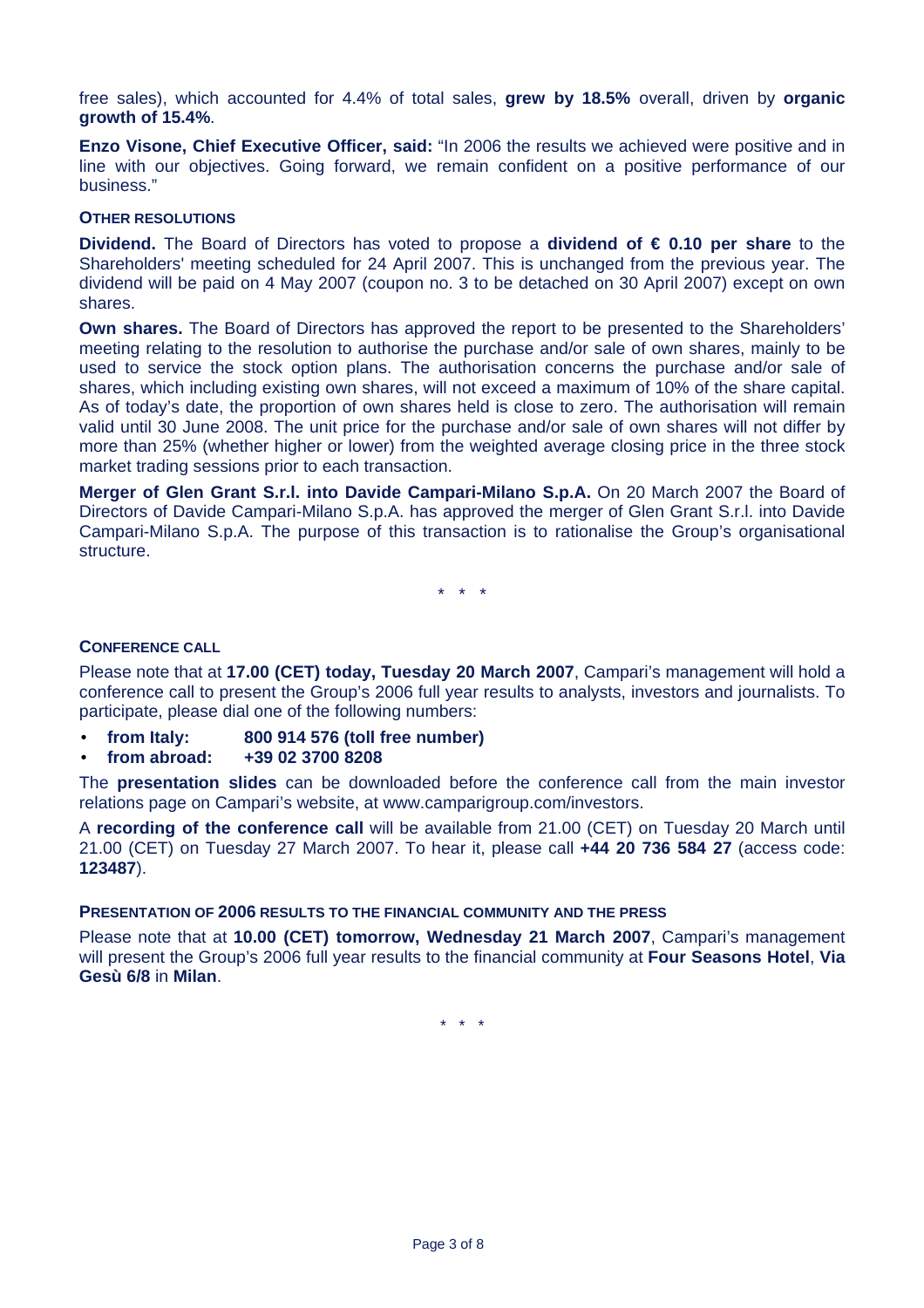free sales), which accounted for 4.4% of total sales, **grew by 18.5%** overall, driven by **organic growth of 15.4%**.

**Enzo Visone, Chief Executive Officer, said:** "In 2006 the results we achieved were positive and in line with our objectives. Going forward, we remain confident on a positive performance of our business."

#### OTHER RESOLUTIONS

**Dividend.** The Board of Directors has voted to propose a **dividend of € 0.10 per share** to the Shareholders' meeting scheduled for 24 April 2007. This is unchanged from the previous year. The dividend will be paid on 4 May 2007 (coupon no. 3 to be detached on 30 April 2007) except on own shares.

**Own shares.** The Board of Directors has approved the report to be presented to the Shareholders' meeting relating to the resolution to authorise the purchase and/or sale of own shares, mainly to be used to service the stock option plans. The authorisation concerns the purchase and/or sale of shares, which including existing own shares, will not exceed a maximum of 10% of the share capital. As of today's date, the proportion of own shares held is close to zero. The authorisation will remain valid until 30 June 2008. The unit price for the purchase and/or sale of own shares will not differ by more than 25% (whether higher or lower) from the weighted average closing price in the three stock market trading sessions prior to each transaction.

**Merger of Glen Grant S.r.l. into Davide Campari-Milano S.p.A.** On 20 March 2007 the Board of Directors of Davide Campari-Milano S.p.A. has approved the merger of Glen Grant S.r.l. into Davide Campari-Milano S.p.A. The purpose of this transaction is to rationalise the Group's organisational structure.

\* \* \*

#### CONFERENCE CALL

Please note that at **17.00 (CET) today, Tuesday 20 March 2007**, Campari's management will hold a conference call to present the Group's 2006 full year results to analysts, investors and journalists. To participate, please dial one of the following numbers:

- **from Italy: 800 914 576 (toll free number)**
- **from abroad: +39 02 3700 8208**

The **presentation slides** can be downloaded before the conference call from the main investor relations page on Campari's website, at www.camparigroup.com/investors.

A **recording of the conference call** will be available from 21.00 (CET) on Tuesday 20 March until 21.00 (CET) on Tuesday 27 March 2007. To hear it, please call **+44 20 736 584 27** (access code: **123487**).

#### PRESENTATION OF 2006 RESULTS TO THE FINANCIAL COMMUNITY AND THE PRESS

Please note that at **10.00 (CET) tomorrow, Wednesday 21 March 2007**, Campari's management will present the Group's 2006 full year results to the financial community at **Four Seasons Hotel**, **Via Gesù 6/8** in **Milan**.

\* \* \*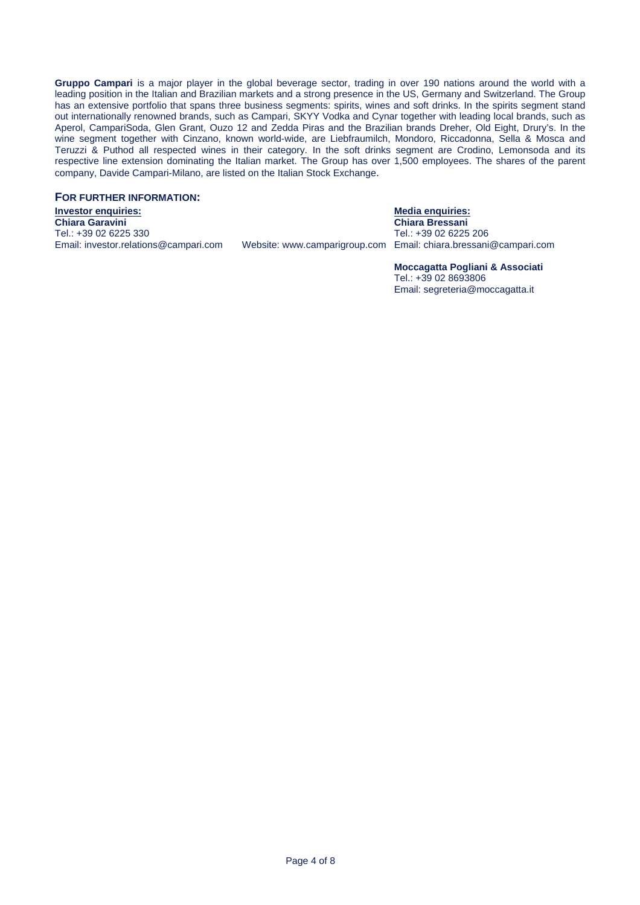**Gruppo Campari** is a major player in the global beverage sector, trading in over 190 nations around the world with a leading position in the Italian and Brazilian markets and a strong presence in the US, Germany and Switzerland. The Group has an extensive portfolio that spans three business segments: spirits, wines and soft drinks. In the spirits segment stand out internationally renowned brands, such as Campari, SKYY Vodka and Cynar together with leading local brands, such as Aperol, CampariSoda, Glen Grant, Ouzo 12 and Zedda Piras and the Brazilian brands Dreher, Old Eight, Drury's. In the wine segment together with Cinzano, known world-wide, are Liebfraumilch, Mondoro, Riccadonna, Sella & Mosca and Teruzzi & Puthod all respected wines in their category. In the soft drinks segment are Crodino, Lemonsoda and its respective line extension dominating the Italian market. The Group has over 1,500 employees. The shares of the parent company, Davide Campari-Milano, are listed on the Italian Stock Exchange.

## FOR FURTHER INFORMATION:

**Investor enquiries:**
**Chiara Garavini**
Tel.: +39 02 6225 330
Email: investor.relations@campari.com

Website: www.camparigroup.com

**Media enquiries:**
**Chiara Bressani**
Tel.: +39 02 6225 206
Email: chiara.bressani@campari.com

**Moccagatta Pogliani & Associati**
Tel.: +39 02 8693806
Email: segreteria@moccagatta.it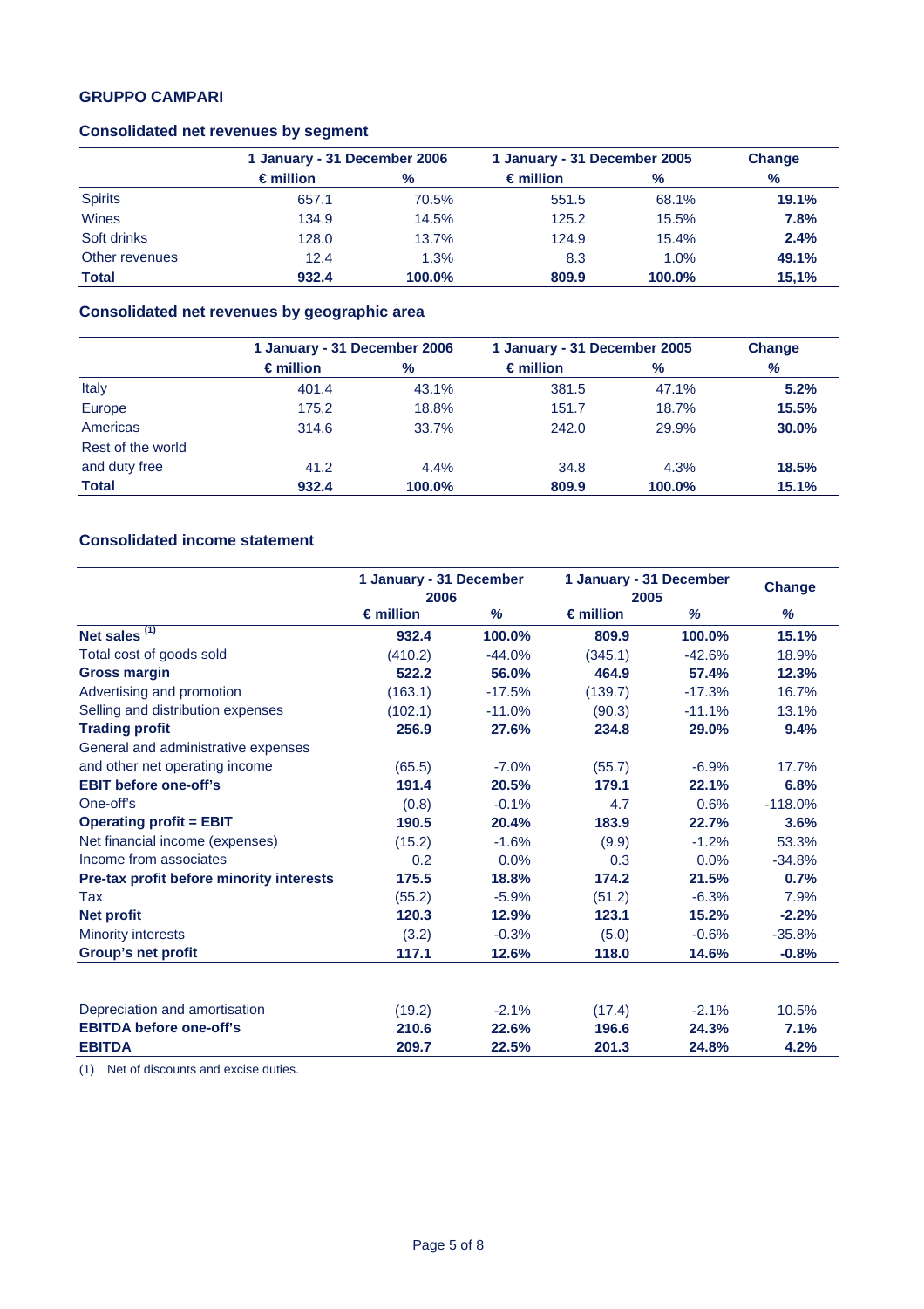**GRUPPO CAMPARI**

## Consolidated net revenues by segment

| | 1 January - 31 December 2006 | | 1 January - 31 December 2005 | | Change |
|---|---|---|---|---|---|
| | € million | % | € million | % | % |
| Spirits | 657.1 | 70.5% | 551.5 | 68.1% | **19.1%** |
| Wines | 134.9 | 14.5% | 125.2 | 15.5% | **7.8%** |
| Soft drinks | 128.0 | 13.7% | 124.9 | 15.4% | **2.4%** |
| Other revenues | 12.4 | 1.3% | 8.3 | 1.0% | **49.1%** |
| **Total** | **932.4** | **100.0%** | **809.9** | **100.0%** | **15,1%** |

## Consolidated net revenues by geographic area

| | 1 January - 31 December 2006 | | 1 January - 31 December 2005 | | Change |
|---|---|---|---|---|---|
| | € million | % | € million | % | % |
| Italy | 401.4 | 43.1% | 381.5 | 47.1% | **5.2%** |
| Europe | 175.2 | 18.8% | 151.7 | 18.7% | **15.5%** |
| Americas | 314.6 | 33.7% | 242.0 | 29.9% | **30.0%** |
| Rest of the world and duty free | 41.2 | 4.4% | 34.8 | 4.3% | **18.5%** |
| **Total** | **932.4** | **100.0%** | **809.9** | **100.0%** | **15.1%** |

## Consolidated income statement

| | 1 January - 31 December 2006 | | 1 January - 31 December 2005 | | Change |
|---|---|---|---|---|---|
| | € million | % | € million | % | % |
| **Net sales** [1] | **932.4** | **100.0%** | **809.9** | **100.0%** | **15.1%** |
| Total cost of goods sold | (410.2) | -44.0% | (345.1) | -42.6% | 18.9% |
| **Gross margin** | **522.2** | **56.0%** | **464.9** | **57.4%** | **12.3%** |
| Advertising and promotion | (163.1) | -17.5% | (139.7) | -17.3% | 16.7% |
| Selling and distribution expenses | (102.1) | -11.0% | (90.3) | -11.1% | 13.1% |
| **Trading profit** | **256.9** | **27.6%** | **234.8** | **29.0%** | **9.4%** |
| General and administrative expenses and other net operating income | (65.5) | -7.0% | (55.7) | -6.9% | 17.7% |
| **EBIT before one-off's** | **191.4** | **20.5%** | **179.1** | **22.1%** | **6.8%** |
| One-off's | (0.8) | -0.1% | 4.7 | 0.6% | -118.0% |
| **Operating profit = EBIT** | **190.5** | **20.4%** | **183.9** | **22.7%** | **3.6%** |
| Net financial income (expenses) | (15.2) | -1.6% | (9.9) | -1.2% | 53.3% |
| Income from associates | 0.2 | 0.0% | 0.3 | 0.0% | -34.8% |
| **Pre-tax profit before minority interests** | **175.5** | **18.8%** | **174.2** | **21.5%** | **0.7%** |
| Tax | (55.2) | -5.9% | (51.2) | -6.3% | 7.9% |
| **Net profit** | **120.3** | **12.9%** | **123.1** | **15.2%** | **-2.2%** |
| Minority interests | (3.2) | -0.3% | (5.0) | -0.6% | -35.8% |
| **Group's net profit** | **117.1** | **12.6%** | **118.0** | **14.6%** | **-0.8%** |
| | | | | | |
| Depreciation and amortisation | (19.2) | -2.1% | (17.4) | -2.1% | 10.5% |
| **EBITDA before one-off's** | **210.6** | **22.6%** | **196.6** | **24.3%** | **7.1%** |
| **EBITDA** | **209.7** | **22.5%** | **201.3** | **24.8%** | **4.2%** |

(1) Net of discounts and excise duties.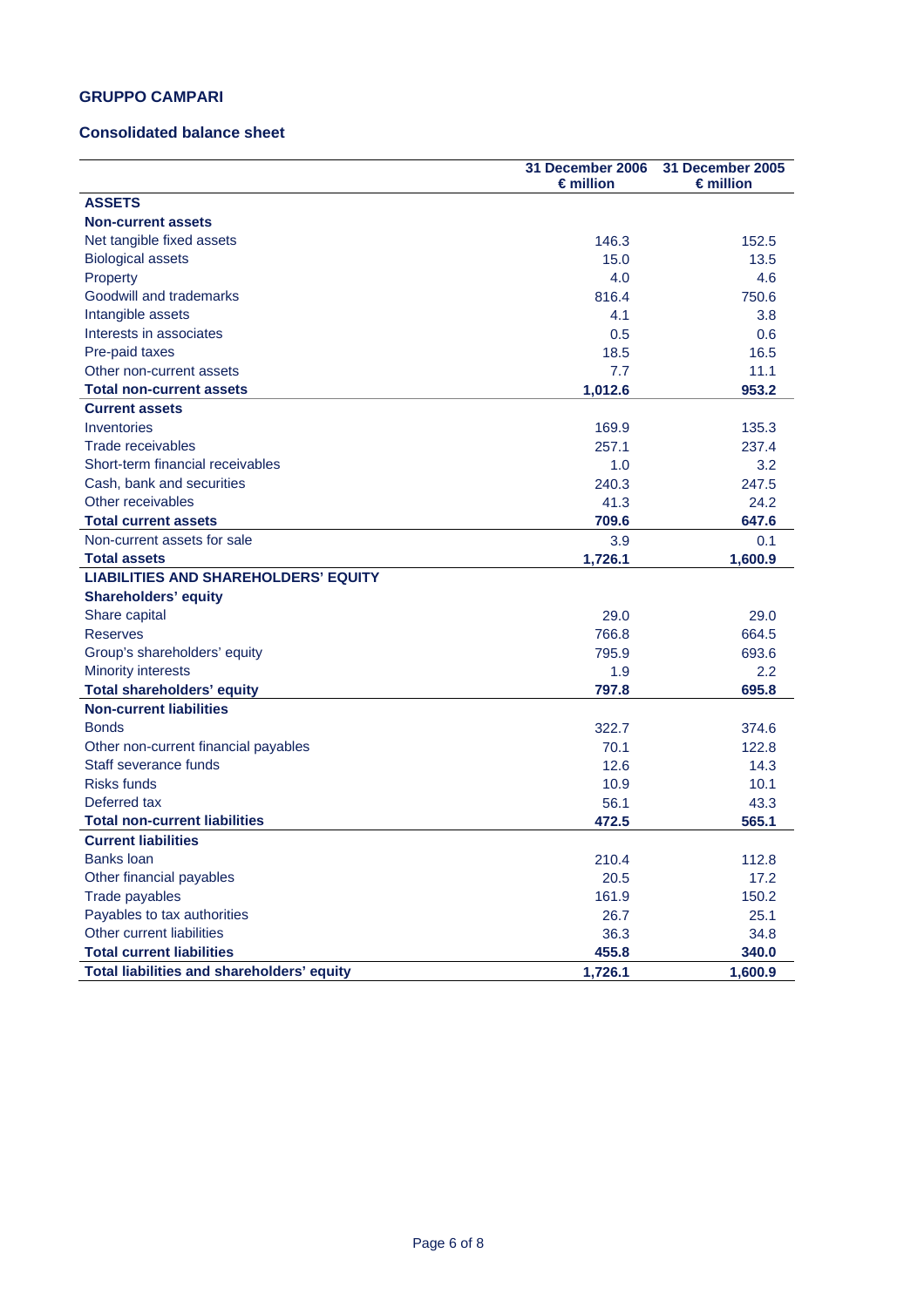## GRUPPO CAMPARI

### Consolidated balance sheet

| | 31 December 2006 € million | 31 December 2005 € million |
|---|---|---|
| **ASSETS** | | |
| **Non-current assets** | | |
| Net tangible fixed assets | 146.3 | 152.5 |
| Biological assets | 15.0 | 13.5 |
| Property | 4.0 | 4.6 |
| Goodwill and trademarks | 816.4 | 750.6 |
| Intangible assets | 4.1 | 3.8 |
| Interests in associates | 0.5 | 0.6 |
| Pre-paid taxes | 18.5 | 16.5 |
| Other non-current assets | 7.7 | 11.1 |
| **Total non-current assets** | **1,012.6** | **953.2** |
| **Current assets** | | |
| Inventories | 169.9 | 135.3 |
| Trade receivables | 257.1 | 237.4 |
| Short-term financial receivables | 1.0 | 3.2 |
| Cash, bank and securities | 240.3 | 247.5 |
| Other receivables | 41.3 | 24.2 |
| **Total current assets** | **709.6** | **647.6** |
| Non-current assets for sale | 3.9 | 0.1 |
| **Total assets** | **1,726.1** | **1,600.9** |
| **LIABILITIES AND SHAREHOLDERS' EQUITY** | | |
| **Shareholders' equity** | | |
| Share capital | 29.0 | 29.0 |
| Reserves | 766.8 | 664.5 |
| Group's shareholders' equity | 795.9 | 693.6 |
| Minority interests | 1.9 | 2.2 |
| **Total shareholders' equity** | **797.8** | **695.8** |
| **Non-current liabilities** | | |
| Bonds | 322.7 | 374.6 |
| Other non-current financial payables | 70.1 | 122.8 |
| Staff severance funds | 12.6 | 14.3 |
| Risks funds | 10.9 | 10.1 |
| Deferred tax | 56.1 | 43.3 |
| **Total non-current liabilities** | **472.5** | **565.1** |
| **Current liabilities** | | |
| Banks loan | 210.4 | 112.8 |
| Other financial payables | 20.5 | 17.2 |
| Trade payables | 161.9 | 150.2 |
| Payables to tax authorities | 26.7 | 25.1 |
| Other current liabilities | 36.3 | 34.8 |
| **Total current liabilities** | **455.8** | **340.0** |
| **Total liabilities and shareholders' equity** | **1,726.1** | **1,600.9** |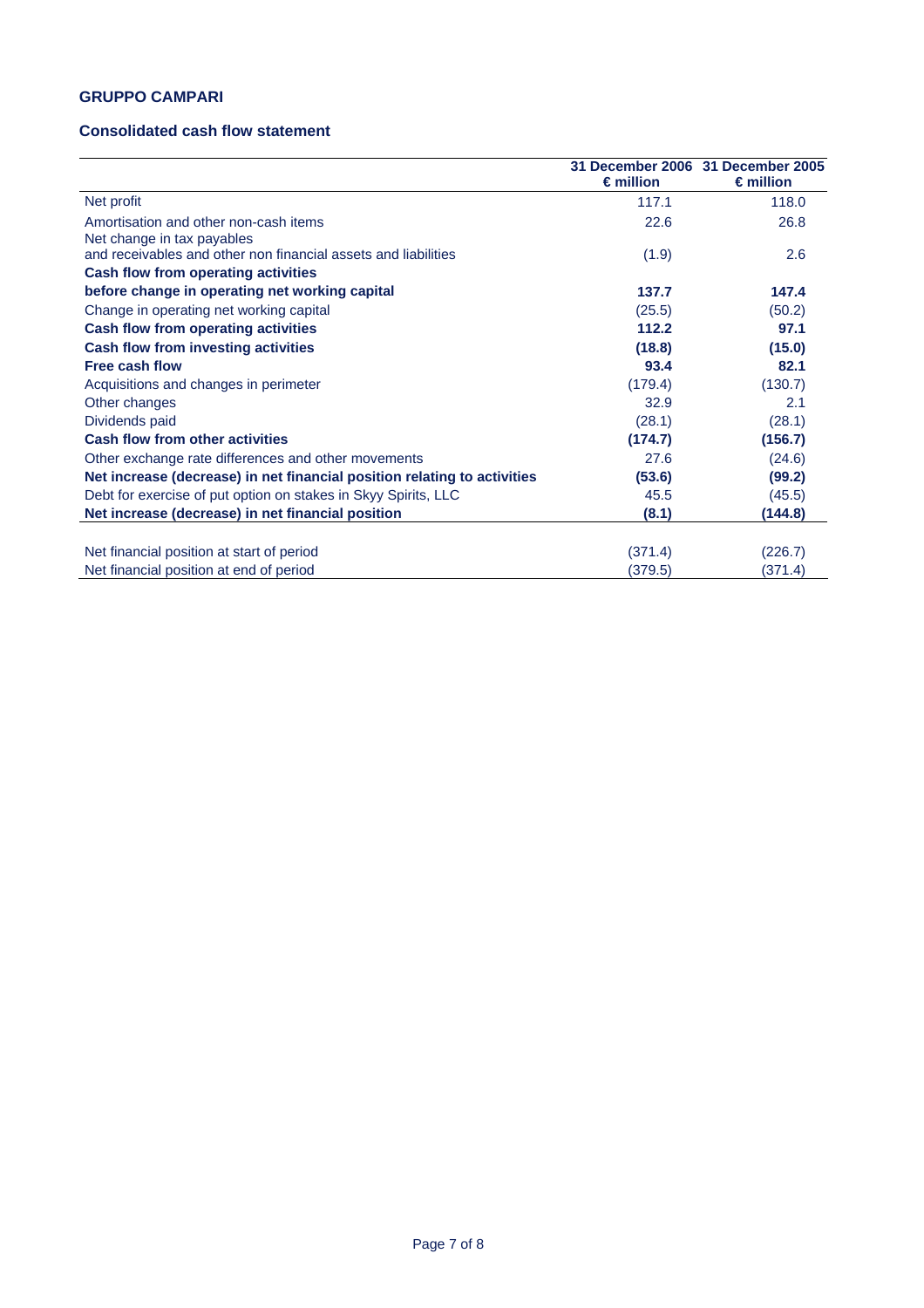## GRUPPO CAMPARI

### Consolidated cash flow statement

| | 31 December 2006 € million | 31 December 2005 € million |
|---|---|---|
| Net profit | 117.1 | 118.0 |
| Amortisation and other non-cash items | 22.6 | 26.8 |
| Net change in tax payables and receivables and other non financial assets and liabilities | (1.9) | 2.6 |
| **Cash flow from operating activities before change in operating net working capital** | **137.7** | **147.4** |
| Change in operating net working capital | (25.5) | (50.2) |
| **Cash flow from operating activities** | **112.2** | **97.1** |
| **Cash flow from investing activities** | **(18.8)** | **(15.0)** |
| **Free cash flow** | **93.4** | **82.1** |
| Acquisitions and changes in perimeter | (179.4) | (130.7) |
| Other changes | 32.9 | 2.1 |
| Dividends paid | (28.1) | (28.1) |
| **Cash flow from other activities** | **(174.7)** | **(156.7)** |
| Other exchange rate differences and other movements | 27.6 | (24.6) |
| **Net increase (decrease) in net financial position relating to activities** | **(53.6)** | **(99.2)** |
| Debt for exercise of put option on stakes in Skyy Spirits, LLC | 45.5 | (45.5) |
| **Net increase (decrease) in net financial position** | **(8.1)** | **(144.8)** |
| | | |
| Net financial position at start of period | (371.4) | (226.7) |
| Net financial position at end of period | (379.5) | (371.4) |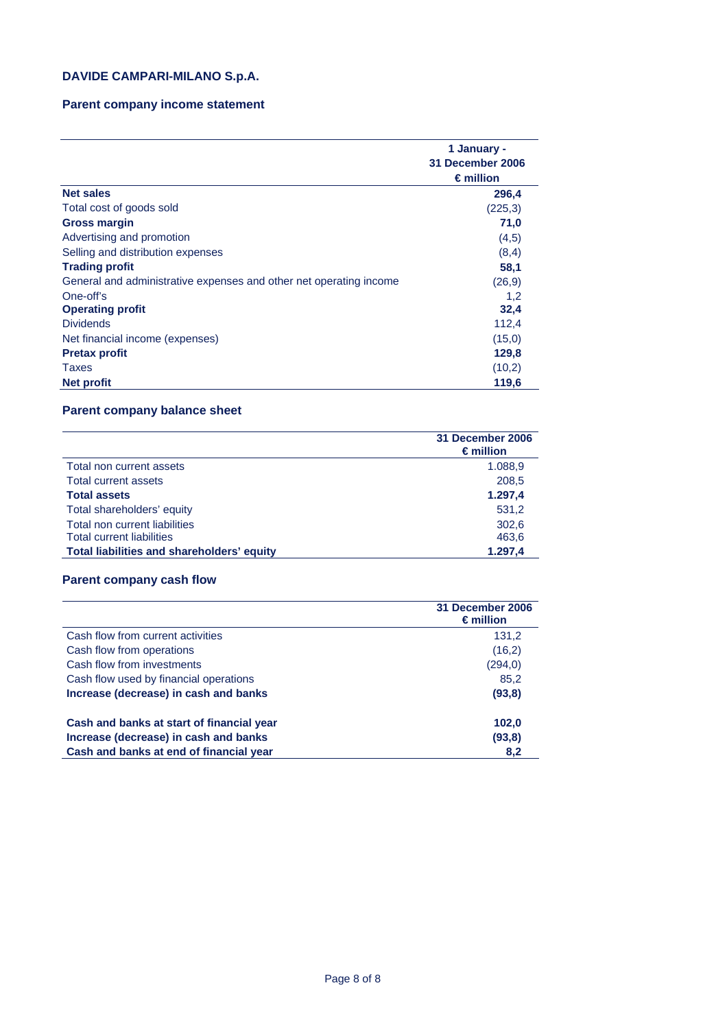**DAVIDE CAMPARI-MILANO S.p.A.**

## Parent company income statement

| | 1 January - 31 December 2006 € million |
|---|---|
| **Net sales** | **296,4** |
| Total cost of goods sold | (225,3) |
| **Gross margin** | **71,0** |
| Advertising and promotion | (4,5) |
| Selling and distribution expenses | (8,4) |
| **Trading profit** | **58,1** |
| General and administrative expenses and other net operating income | (26,9) |
| One-off's | 1,2 |
| **Operating profit** | **32,4** |
| Dividends | 112,4 |
| Net financial income (expenses) | (15,0) |
| **Pretax profit** | **129,8** |
| Taxes | (10,2) |
| **Net profit** | **119,6** |

## Parent company balance sheet

| | 31 December 2006 € million |
|---|---|
| Total non current assets | 1.088,9 |
| Total current assets | 208,5 |
| **Total assets** | **1.297,4** |
| Total shareholders' equity | 531,2 |
| Total non current liabilities | 302,6 |
| Total current liabilities | 463,6 |
| **Total liabilities and shareholders' equity** | **1.297,4** |

## Parent company cash flow

| | 31 December 2006 € million |
|---|---|
| Cash flow from current activities | 131,2 |
| Cash flow from operations | (16,2) |
| Cash flow from investments | (294,0) |
| Cash flow used by financial operations | 85,2 |
| **Increase (decrease) in cash and banks** | **(93,8)** |
| | |
| **Cash and banks at start of financial year** | **102,0** |
| **Increase (decrease) in cash and banks** | **(93,8)** |
| **Cash and banks at end of financial year** | **8,2** |